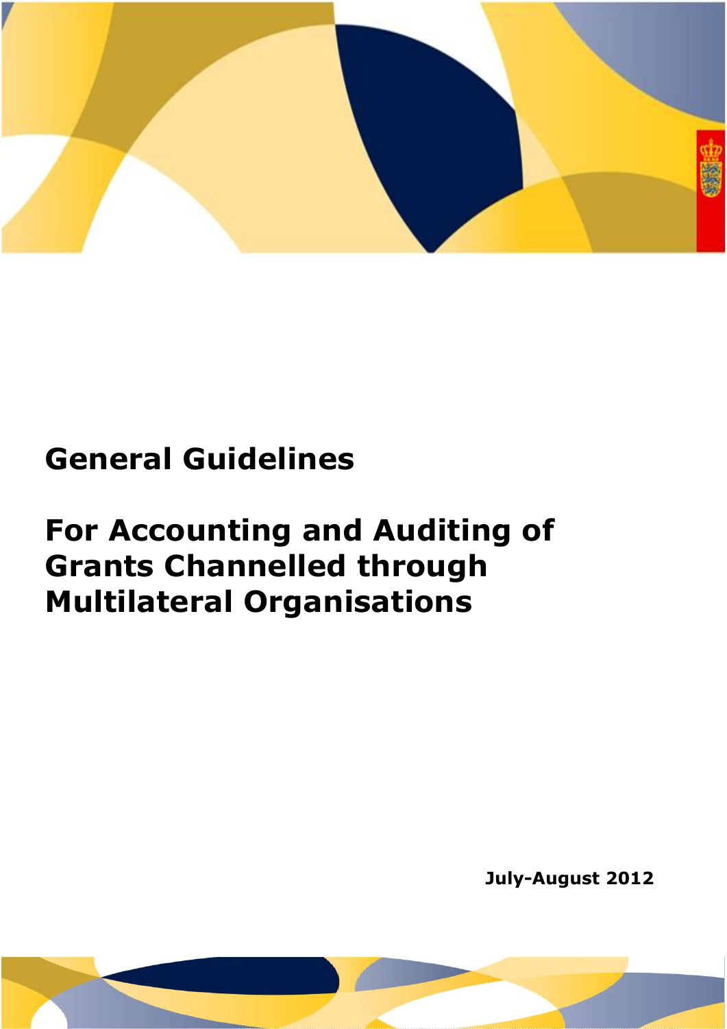# General Guidelines

# For Accounting and Auditing of Grants Channelled through Multilateral Organisations

**July-August 2012**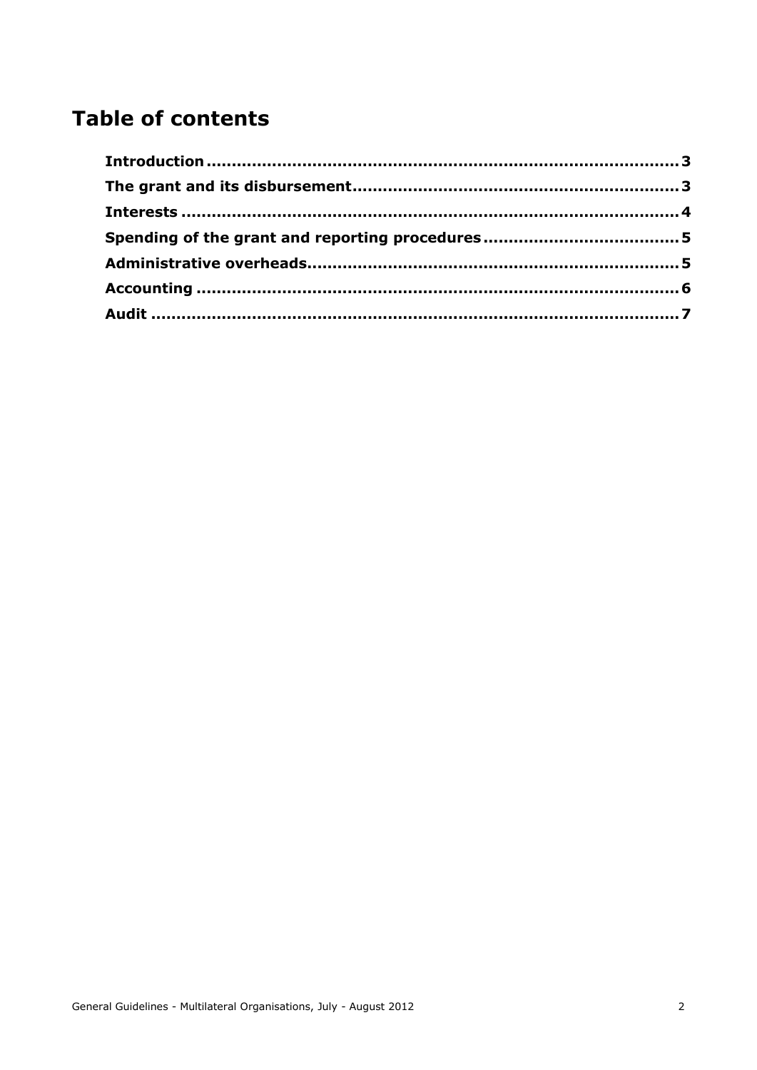# Table of contents

Introduction .......................................................................................... 3

The grant and its disbursement ............................................................... 3

Interests ............................................................................................... 4

Spending of the grant and reporting procedures ...................................... 5

Administrative overheads ........................................................................ 5

Accounting ............................................................................................ 6

Audit ..................................................................................................... 7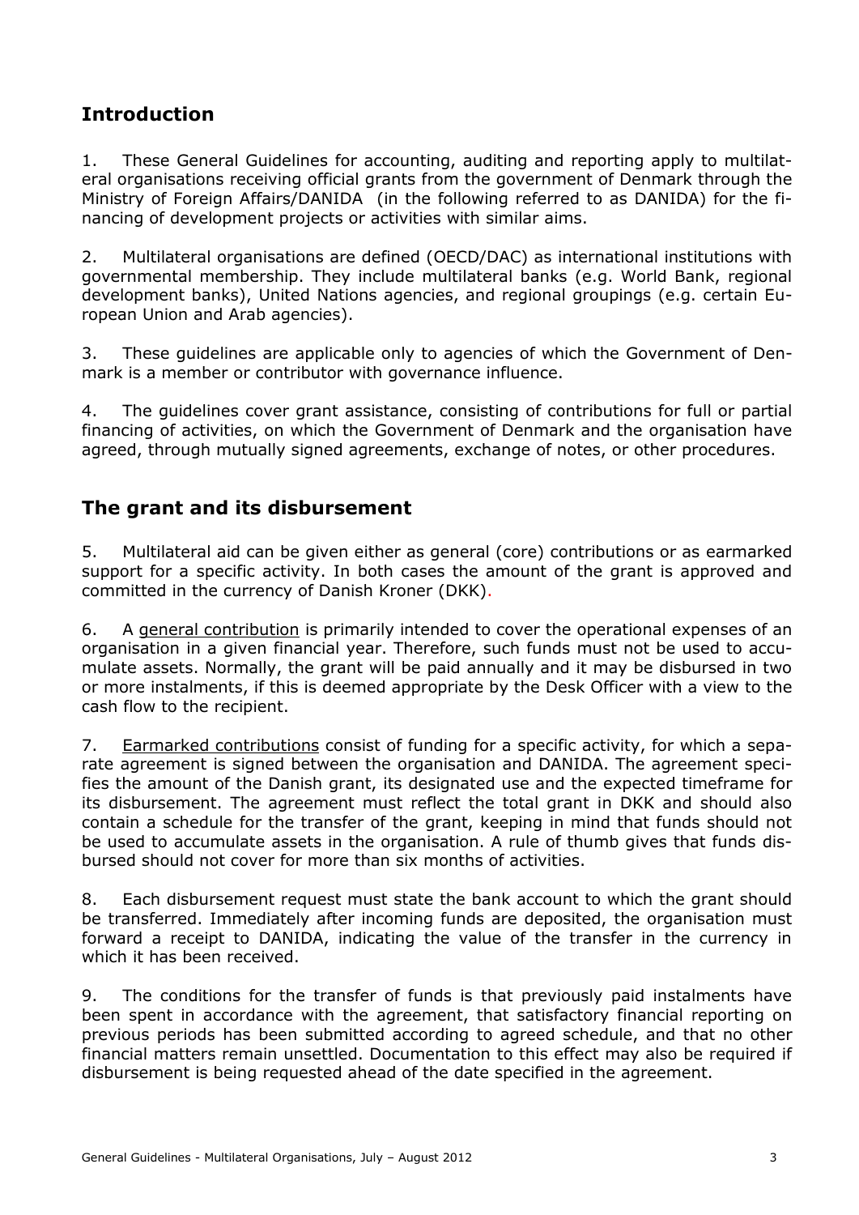## Introduction

1. These General Guidelines for accounting, auditing and reporting apply to multilateral organisations receiving official grants from the government of Denmark through the Ministry of Foreign Affairs/DANIDA (in the following referred to as DANIDA) for the financing of development projects or activities with similar aims.

2. Multilateral organisations are defined (OECD/DAC) as international institutions with governmental membership. They include multilateral banks (e.g. World Bank, regional development banks), United Nations agencies, and regional groupings (e.g. certain European Union and Arab agencies).

3. These guidelines are applicable only to agencies of which the Government of Denmark is a member or contributor with governance influence.

4. The guidelines cover grant assistance, consisting of contributions for full or partial financing of activities, on which the Government of Denmark and the organisation have agreed, through mutually signed agreements, exchange of notes, or other procedures.

## The grant and its disbursement

5. Multilateral aid can be given either as general (core) contributions or as earmarked support for a specific activity. In both cases the amount of the grant is approved and committed in the currency of Danish Kroner (DKK).

6. A general contribution is primarily intended to cover the operational expenses of an organisation in a given financial year. Therefore, such funds must not be used to accumulate assets. Normally, the grant will be paid annually and it may be disbursed in two or more instalments, if this is deemed appropriate by the Desk Officer with a view to the cash flow to the recipient.

7. Earmarked contributions consist of funding for a specific activity, for which a separate agreement is signed between the organisation and DANIDA. The agreement specifies the amount of the Danish grant, its designated use and the expected timeframe for its disbursement. The agreement must reflect the total grant in DKK and should also contain a schedule for the transfer of the grant, keeping in mind that funds should not be used to accumulate assets in the organisation. A rule of thumb gives that funds disbursed should not cover for more than six months of activities.

8. Each disbursement request must state the bank account to which the grant should be transferred. Immediately after incoming funds are deposited, the organisation must forward a receipt to DANIDA, indicating the value of the transfer in the currency in which it has been received.

9. The conditions for the transfer of funds is that previously paid instalments have been spent in accordance with the agreement, that satisfactory financial reporting on previous periods has been submitted according to agreed schedule, and that no other financial matters remain unsettled. Documentation to this effect may also be required if disbursement is being requested ahead of the date specified in the agreement.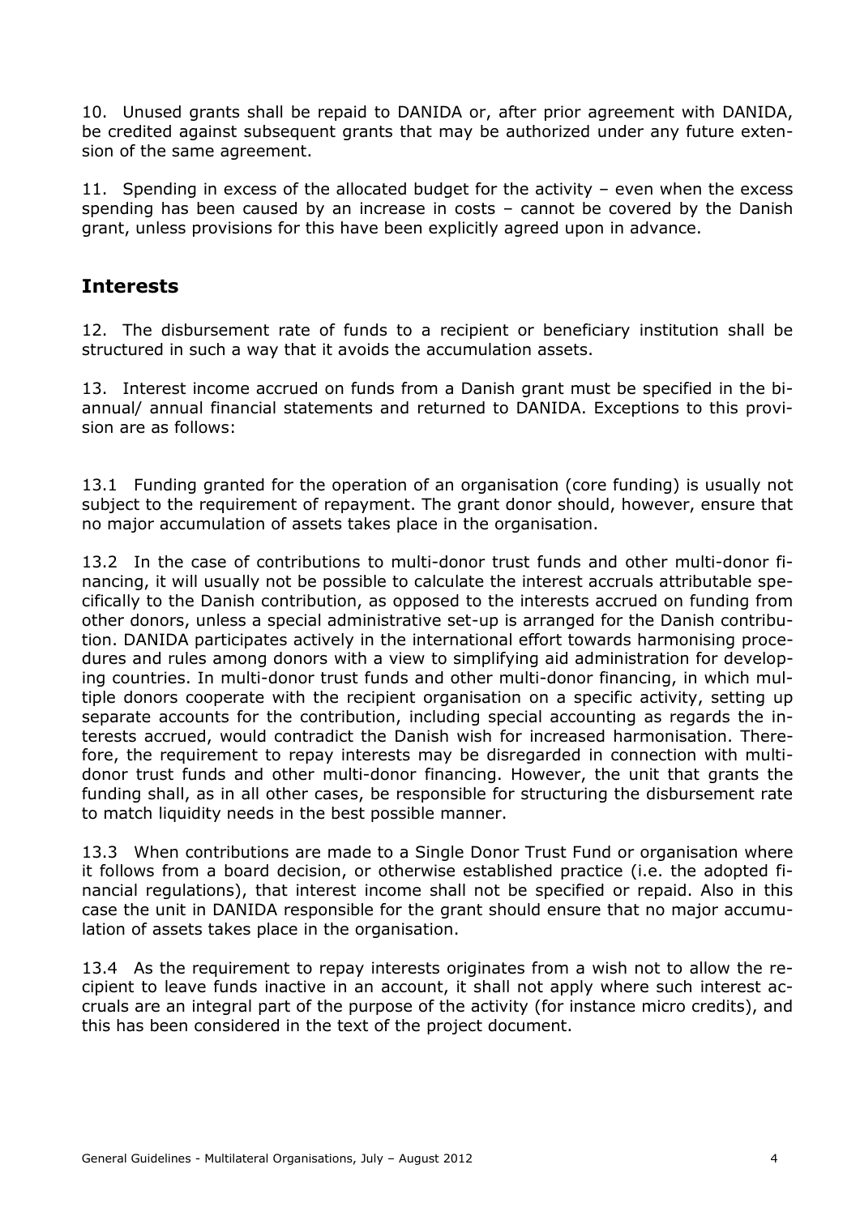10. Unused grants shall be repaid to DANIDA or, after prior agreement with DANIDA, be credited against subsequent grants that may be authorized under any future extension of the same agreement.

11. Spending in excess of the allocated budget for the activity – even when the excess spending has been caused by an increase in costs – cannot be covered by the Danish grant, unless provisions for this have been explicitly agreed upon in advance.

## Interests

12. The disbursement rate of funds to a recipient or beneficiary institution shall be structured in such a way that it avoids the accumulation assets.

13. Interest income accrued on funds from a Danish grant must be specified in the bi-annual/ annual financial statements and returned to DANIDA. Exceptions to this provision are as follows:

13.1 Funding granted for the operation of an organisation (core funding) is usually not subject to the requirement of repayment. The grant donor should, however, ensure that no major accumulation of assets takes place in the organisation.

13.2 In the case of contributions to multi-donor trust funds and other multi-donor financing, it will usually not be possible to calculate the interest accruals attributable specifically to the Danish contribution, as opposed to the interests accrued on funding from other donors, unless a special administrative set-up is arranged for the Danish contribution. DANIDA participates actively in the international effort towards harmonising procedures and rules among donors with a view to simplifying aid administration for developing countries. In multi-donor trust funds and other multi-donor financing, in which multiple donors cooperate with the recipient organisation on a specific activity, setting up separate accounts for the contribution, including special accounting as regards the interests accrued, would contradict the Danish wish for increased harmonisation. Therefore, the requirement to repay interests may be disregarded in connection with multi-donor trust funds and other multi-donor financing. However, the unit that grants the funding shall, as in all other cases, be responsible for structuring the disbursement rate to match liquidity needs in the best possible manner.

13.3 When contributions are made to a Single Donor Trust Fund or organisation where it follows from a board decision, or otherwise established practice (i.e. the adopted financial regulations), that interest income shall not be specified or repaid. Also in this case the unit in DANIDA responsible for the grant should ensure that no major accumulation of assets takes place in the organisation.

13.4 As the requirement to repay interests originates from a wish not to allow the recipient to leave funds inactive in an account, it shall not apply where such interest accruals are an integral part of the purpose of the activity (for instance micro credits), and this has been considered in the text of the project document.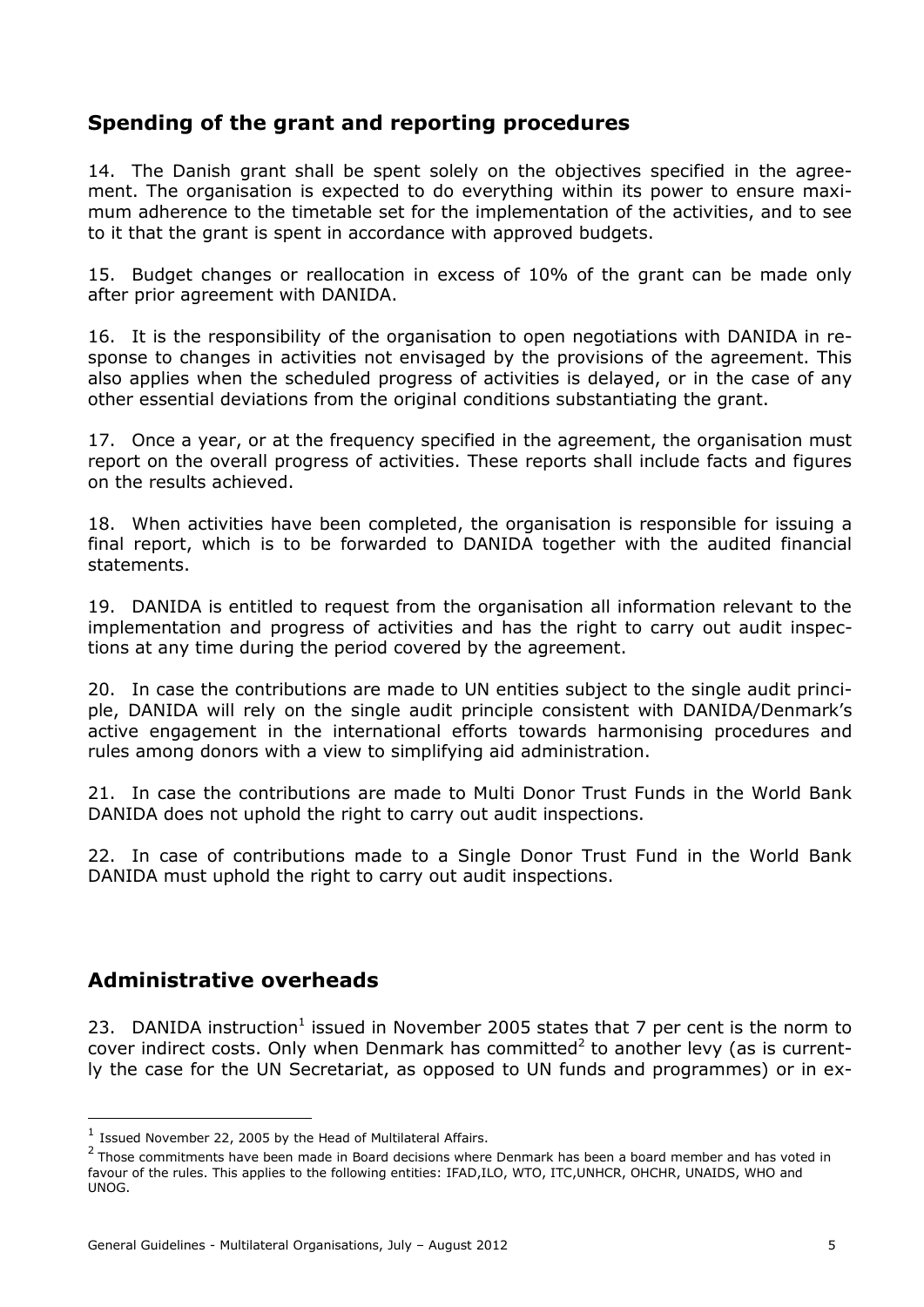## Spending of the grant and reporting procedures

14. The Danish grant shall be spent solely on the objectives specified in the agreement. The organisation is expected to do everything within its power to ensure maximum adherence to the timetable set for the implementation of the activities, and to see to it that the grant is spent in accordance with approved budgets.

15. Budget changes or reallocation in excess of 10% of the grant can be made only after prior agreement with DANIDA.

16. It is the responsibility of the organisation to open negotiations with DANIDA in response to changes in activities not envisaged by the provisions of the agreement. This also applies when the scheduled progress of activities is delayed, or in the case of any other essential deviations from the original conditions substantiating the grant.

17. Once a year, or at the frequency specified in the agreement, the organisation must report on the overall progress of activities. These reports shall include facts and figures on the results achieved.

18. When activities have been completed, the organisation is responsible for issuing a final report, which is to be forwarded to DANIDA together with the audited financial statements.

19. DANIDA is entitled to request from the organisation all information relevant to the implementation and progress of activities and has the right to carry out audit inspections at any time during the period covered by the agreement.

20. In case the contributions are made to UN entities subject to the single audit principle, DANIDA will rely on the single audit principle consistent with DANIDA/Denmark's active engagement in the international efforts towards harmonising procedures and rules among donors with a view to simplifying aid administration.

21. In case the contributions are made to Multi Donor Trust Funds in the World Bank DANIDA does not uphold the right to carry out audit inspections.

22. In case of contributions made to a Single Donor Trust Fund in the World Bank DANIDA must uphold the right to carry out audit inspections.

## Administrative overheads

23. DANIDA instruction[1] issued in November 2005 states that 7 per cent is the norm to cover indirect costs. Only when Denmark has committed[2] to another levy (as is currently the case for the UN Secretariat, as opposed to UN funds and programmes) or in ex-

---

[1] Issued November 22, 2005 by the Head of Multilateral Affairs.

[2] Those commitments have been made in Board decisions where Denmark has been a board member and has voted in favour of the rules. This applies to the following entities: IFAD,ILO, WTO, ITC,UNHCR, OHCHR, UNAIDS, WHO and UNOG.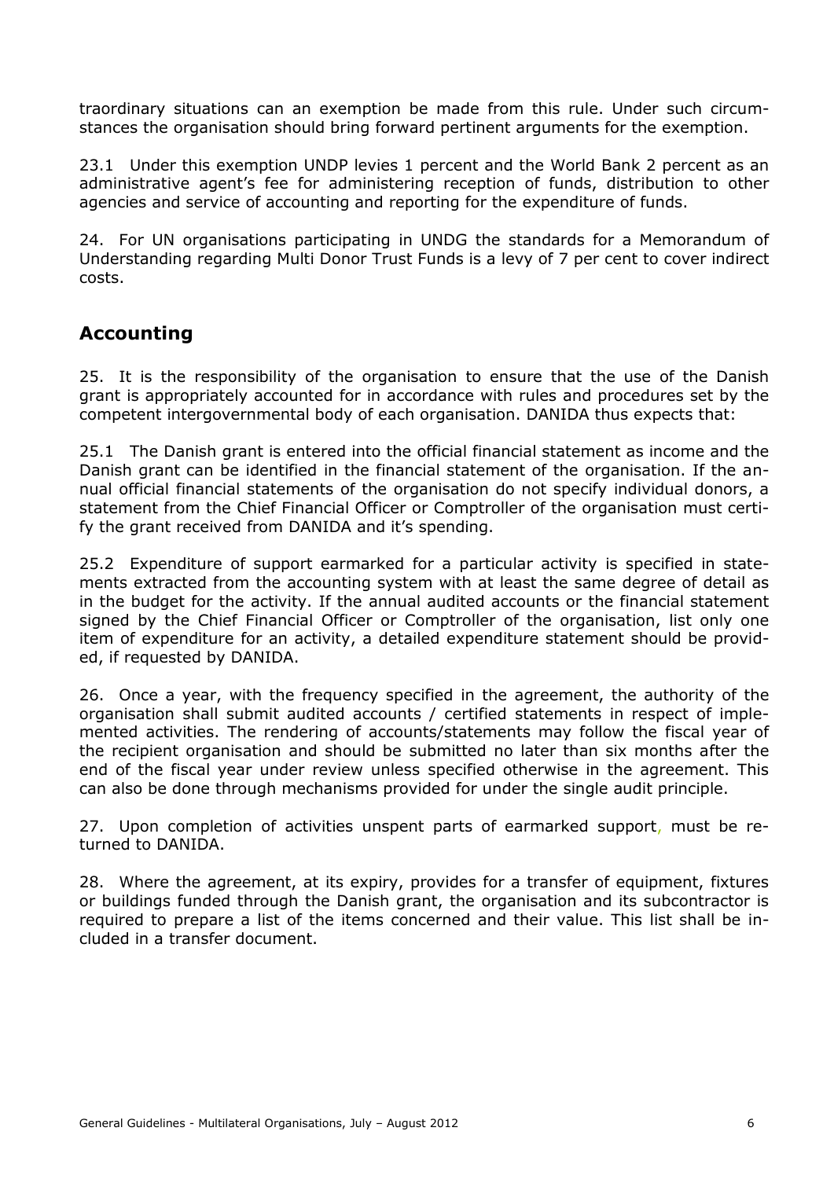traordinary situations can an exemption be made from this rule. Under such circumstances the organisation should bring forward pertinent arguments for the exemption.

23.1 Under this exemption UNDP levies 1 percent and the World Bank 2 percent as an administrative agent's fee for administering reception of funds, distribution to other agencies and service of accounting and reporting for the expenditure of funds.

24. For UN organisations participating in UNDG the standards for a Memorandum of Understanding regarding Multi Donor Trust Funds is a levy of 7 per cent to cover indirect costs.

## Accounting

25. It is the responsibility of the organisation to ensure that the use of the Danish grant is appropriately accounted for in accordance with rules and procedures set by the competent intergovernmental body of each organisation. DANIDA thus expects that:

25.1 The Danish grant is entered into the official financial statement as income and the Danish grant can be identified in the financial statement of the organisation. If the annual official financial statements of the organisation do not specify individual donors, a statement from the Chief Financial Officer or Comptroller of the organisation must certify the grant received from DANIDA and it's spending.

25.2 Expenditure of support earmarked for a particular activity is specified in statements extracted from the accounting system with at least the same degree of detail as in the budget for the activity. If the annual audited accounts or the financial statement signed by the Chief Financial Officer or Comptroller of the organisation, list only one item of expenditure for an activity, a detailed expenditure statement should be provided, if requested by DANIDA.

26. Once a year, with the frequency specified in the agreement, the authority of the organisation shall submit audited accounts / certified statements in respect of implemented activities. The rendering of accounts/statements may follow the fiscal year of the recipient organisation and should be submitted no later than six months after the end of the fiscal year under review unless specified otherwise in the agreement. This can also be done through mechanisms provided for under the single audit principle.

27. Upon completion of activities unspent parts of earmarked support, must be returned to DANIDA.

28. Where the agreement, at its expiry, provides for a transfer of equipment, fixtures or buildings funded through the Danish grant, the organisation and its subcontractor is required to prepare a list of the items concerned and their value. This list shall be included in a transfer document.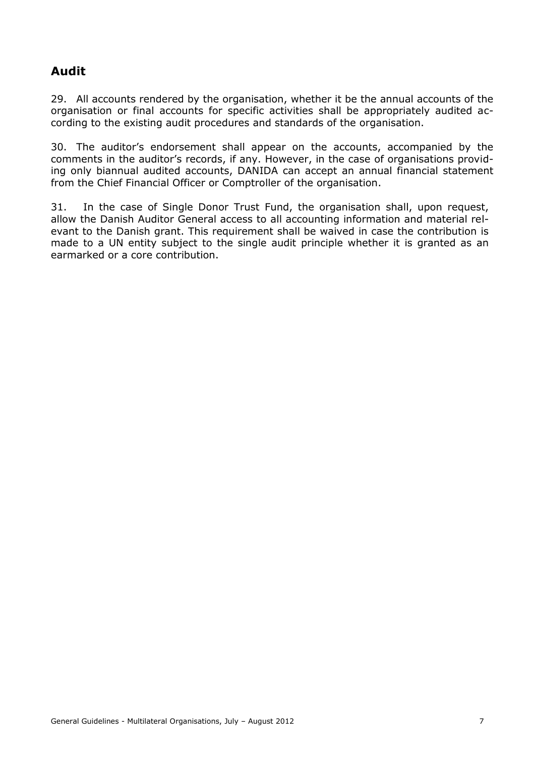## Audit

29. All accounts rendered by the organisation, whether it be the annual accounts of the organisation or final accounts for specific activities shall be appropriately audited according to the existing audit procedures and standards of the organisation.

30. The auditor's endorsement shall appear on the accounts, accompanied by the comments in the auditor's records, if any. However, in the case of organisations providing only biannual audited accounts, DANIDA can accept an annual financial statement from the Chief Financial Officer or Comptroller of the organisation.

31. In the case of Single Donor Trust Fund, the organisation shall, upon request, allow the Danish Auditor General access to all accounting information and material relevant to the Danish grant. This requirement shall be waived in case the contribution is made to a UN entity subject to the single audit principle whether it is granted as an earmarked or a core contribution.